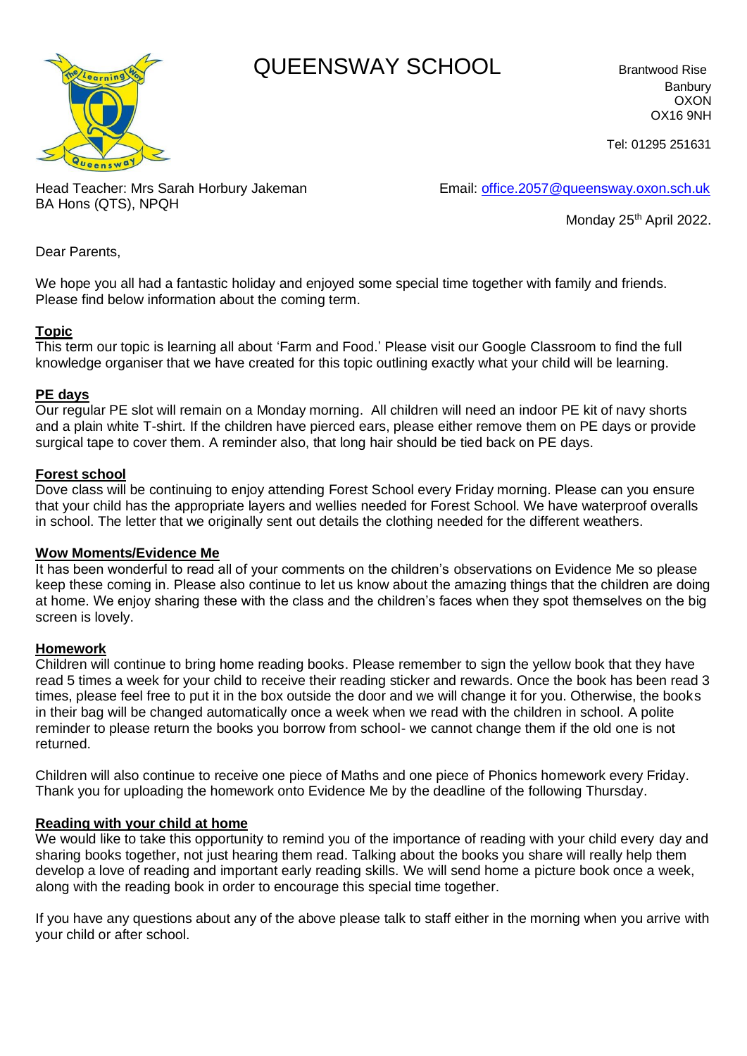# QUEENSWAY SCHOOL

Brantwood Rise
Banbury
OXON
OX16 9NH

Tel: 01295 251631

Head Teacher: Mrs Sarah Horbury Jakeman
BA Hons (QTS), NPQH

Email: office.2057@queensway.oxon.sch.uk

Monday 25th April 2022.

Dear Parents,

We hope you all had a fantastic holiday and enjoyed some special time together with family and friends. Please find below information about the coming term.

**Topic**

This term our topic is learning all about 'Farm and Food.' Please visit our Google Classroom to find the full knowledge organiser that we have created for this topic outlining exactly what your child will be learning.

**PE days**

Our regular PE slot will remain on a Monday morning. All children will need an indoor PE kit of navy shorts and a plain white T-shirt. If the children have pierced ears, please either remove them on PE days or provide surgical tape to cover them. A reminder also, that long hair should be tied back on PE days.

**Forest school**

Dove class will be continuing to enjoy attending Forest School every Friday morning. Please can you ensure that your child has the appropriate layers and wellies needed for Forest School. We have waterproof overalls in school. The letter that we originally sent out details the clothing needed for the different weathers.

**Wow Moments/Evidence Me**

It has been wonderful to read all of your comments on the children's observations on Evidence Me so please keep these coming in. Please also continue to let us know about the amazing things that the children are doing at home. We enjoy sharing these with the class and the children's faces when they spot themselves on the big screen is lovely.

**Homework**

Children will continue to bring home reading books. Please remember to sign the yellow book that they have read 5 times a week for your child to receive their reading sticker and rewards. Once the book has been read 3 times, please feel free to put it in the box outside the door and we will change it for you. Otherwise, the books in their bag will be changed automatically once a week when we read with the children in school. A polite reminder to please return the books you borrow from school- we cannot change them if the old one is not returned.

Children will also continue to receive one piece of Maths and one piece of Phonics homework every Friday. Thank you for uploading the homework onto Evidence Me by the deadline of the following Thursday.

**Reading with your child at home**

We would like to take this opportunity to remind you of the importance of reading with your child every day and sharing books together, not just hearing them read. Talking about the books you share will really help them develop a love of reading and important early reading skills. We will send home a picture book once a week, along with the reading book in order to encourage this special time together.

If you have any questions about any of the above please talk to staff either in the morning when you arrive with your child or after school.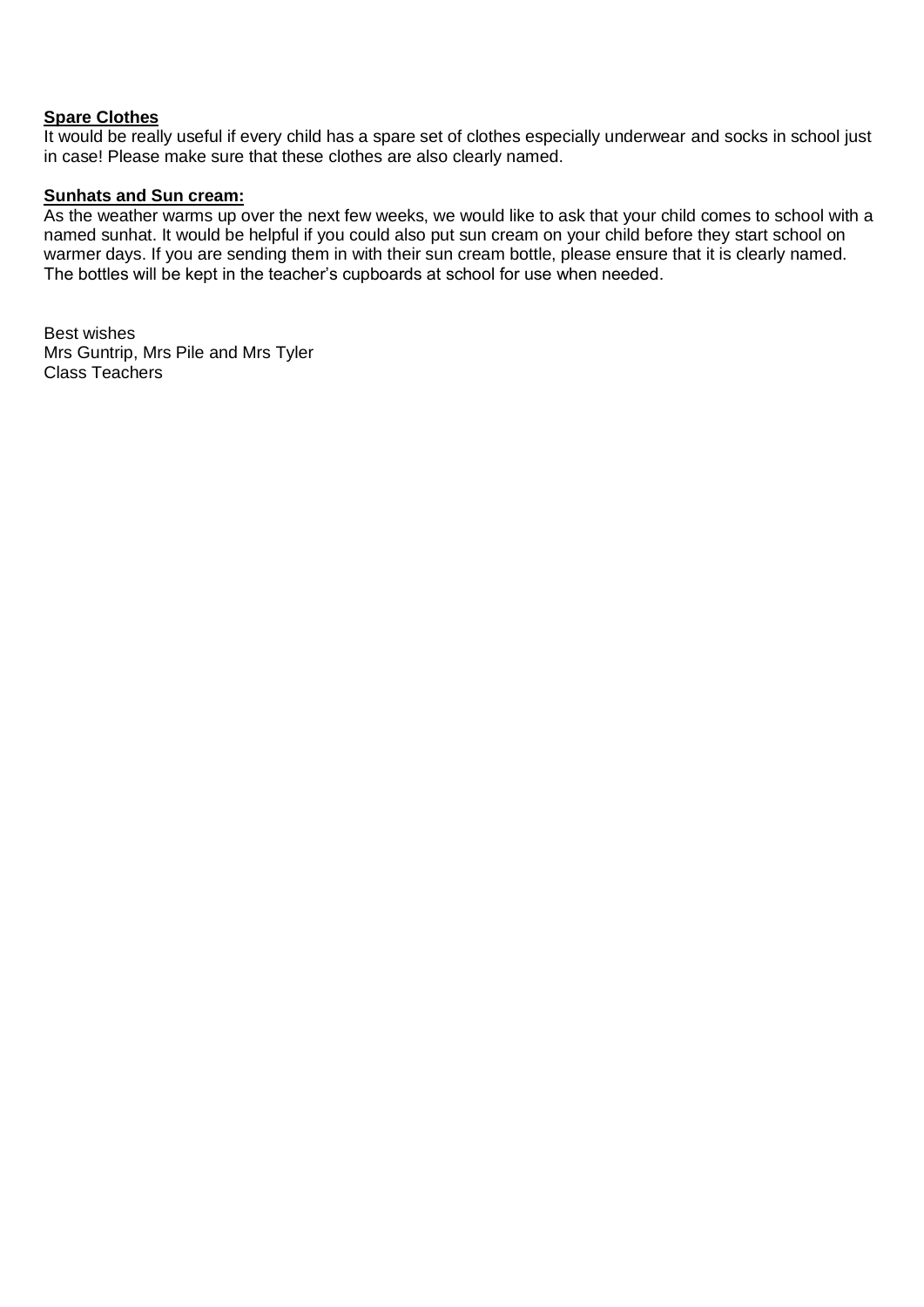**Spare Clothes**

It would be really useful if every child has a spare set of clothes especially underwear and socks in school just in case! Please make sure that these clothes are also clearly named.

**Sunhats and Sun cream:**

As the weather warms up over the next few weeks, we would like to ask that your child comes to school with a named sunhat. It would be helpful if you could also put sun cream on your child before they start school on warmer days. If you are sending them in with their sun cream bottle, please ensure that it is clearly named. The bottles will be kept in the teacher's cupboards at school for use when needed.

Best wishes
Mrs Guntrip, Mrs Pile and Mrs Tyler
Class Teachers